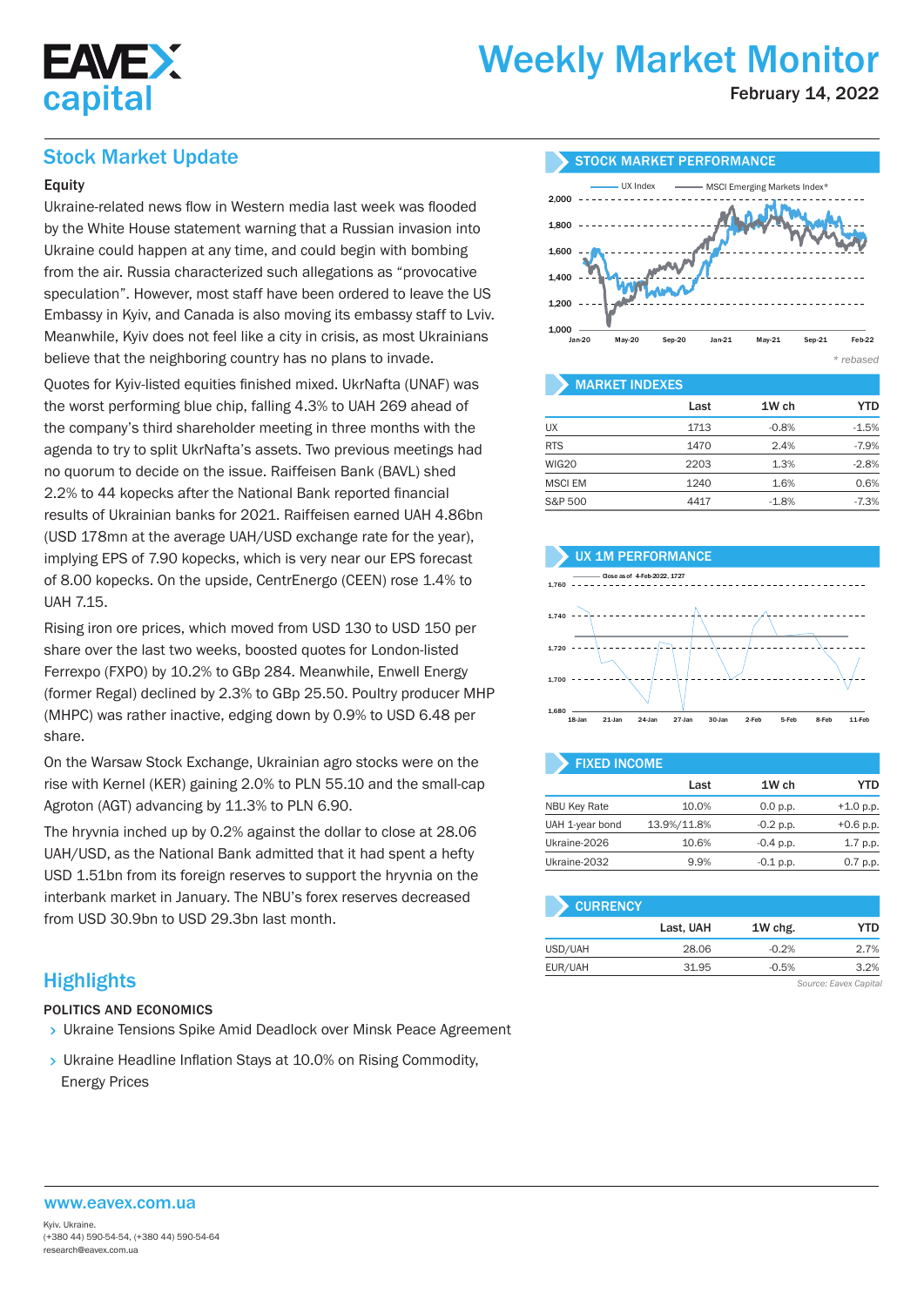# Weekly Market Monitor

February 14, 2022

## Stock Market Update

### Equity

Ukraine-related news flow in Western media last week was flooded by the White House statement warning that a Russian invasion into Ukraine could happen at any time, and could begin with bombing from the air. Russia characterized such allegations as "provocative speculation". However, most staff have been ordered to leave the US Embassy in Kyiv, and Canada is also moving its embassy staff to Lviv. Meanwhile, Kyiv does not feel like a city in crisis, as most Ukrainians believe that the neighboring country has no plans to invade.

Quotes for Kyiv-listed equities finished mixed. UkrNafta (UNAF) was the worst performing blue chip, falling 4.3% to UAH 269 ahead of the company's third shareholder meeting in three months with the agenda to try to split UkrNafta's assets. Two previous meetings had no quorum to decide on the issue. Raiffeisen Bank (BAVL) shed 2.2% to 44 kopecks after the National Bank reported financial results of Ukrainian banks for 2021. Raiffeisen earned UAH 4.86bn (USD 178mn at the average UAH/USD exchange rate for the year), implying EPS of 7.90 kopecks, which is very near our EPS forecast of 8.00 kopecks. On the upside, CentrEnergo (CEEN) rose 1.4% to UAH 7.15.

Rising iron ore prices, which moved from USD 130 to USD 150 per share over the last two weeks, boosted quotes for London-listed Ferrexpo (FXPO) by 10.2% to GBp 284. Meanwhile, Enwell Energy (former Regal) declined by 2.3% to GBp 25.50. Poultry producer MHP (MHPC) was rather inactive, edging down by 0.9% to USD 6.48 per share.

On the Warsaw Stock Exchange, Ukrainian agro stocks were on the rise with Kernel (KER) gaining 2.0% to PLN 55.10 and the small-cap Agroton (AGT) advancing by 11.3% to PLN 6.90.

The hryvnia inched up by 0.2% against the dollar to close at 28.06 UAH/USD, as the National Bank admitted that it had spent a hefty USD 1.51bn from its foreign reserves to support the hryvnia on the interbank market in January. The NBU's forex reserves decreased from USD 30.9bn to USD 29.3bn last month.

### STOCK MARKET PERFORMANCE

*(Chart: UX Index vs MSCI Emerging Markets Index*, Jan-20 to Feb-22)*

\* rebased

### MARKET INDEXES

| | Last | 1W ch | YTD |
|---|---|---|---|
| UX | 1713 | -0.8% | -1.5% |
| RTS | 1470 | 2.4% | -7.9% |
| WIG20 | 2203 | 1.3% | -2.8% |
| MSCI EM | 1240 | 1.6% | 0.6% |
| S&P 500 | 4417 | -1.8% | -7.3% |

### UX 1M PERFORMANCE

*(Chart: Close as of 4-Feb-2022, 1727; 18-Jan to 11-Feb)*

### FIXED INCOME

| | Last | 1W ch | YTD |
|---|---|---|---|
| NBU Key Rate | 10.0% | 0.0 p.p. | +1.0 p.p. |
| UAH 1-year bond | 13.9%/11.8% | -0.2 p.p. | +0.6 p.p. |
| Ukraine-2026 | 10.6% | -0.4 p.p. | 1.7 p.p. |
| Ukraine-2032 | 9.9% | -0.1 p.p. | 0.7 p.p. |

### CURRENCY

| | Last, UAH | 1W chg. | YTD |
|---|---|---|---|
| USD/UAH | 28.06 | -0.2% | 2.7% |
| EUR/UAH | 31.95 | -0.5% | 3.2% |

*Source: Eavex Capital*

## Highlights

### POLITICS AND ECONOMICS

- Ukraine Tensions Spike Amid Deadlock over Minsk Peace Agreement
- Ukraine Headline Inflation Stays at 10.0% on Rising Commodity, Energy Prices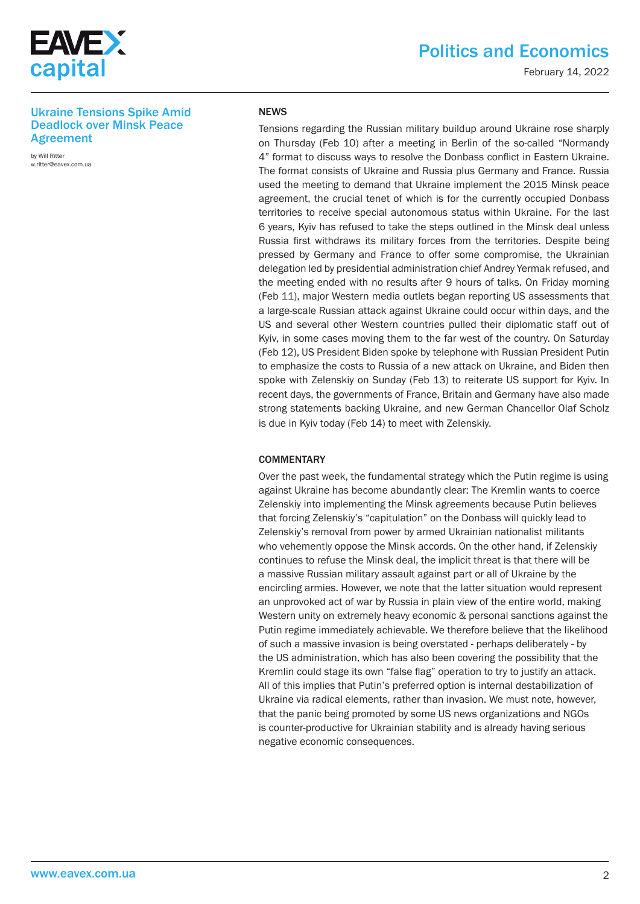## Ukraine Tensions Spike Amid Deadlock over Minsk Peace Agreement

by Will Ritter
w.ritter@eavex.com.ua

### NEWS

Tensions regarding the Russian military buildup around Ukraine rose sharply on Thursday (Feb 10) after a meeting in Berlin of the so-called "Normandy 4" format to discuss ways to resolve the Donbass conflict in Eastern Ukraine. The format consists of Ukraine and Russia plus Germany and France. Russia used the meeting to demand that Ukraine implement the 2015 Minsk peace agreement, the crucial tenet of which is for the currently occupied Donbass territories to receive special autonomous status within Ukraine. For the last 6 years, Kyiv has refused to take the steps outlined in the Minsk deal unless Russia first withdraws its military forces from the territories. Despite being pressed by Germany and France to offer some compromise, the Ukrainian delegation led by presidential administration chief Andrey Yermak refused, and the meeting ended with no results after 9 hours of talks. On Friday morning (Feb 11), major Western media outlets began reporting US assessments that a large-scale Russian attack against Ukraine could occur within days, and the US and several other Western countries pulled their diplomatic staff out of Kyiv, in some cases moving them to the far west of the country. On Saturday (Feb 12), US President Biden spoke by telephone with Russian President Putin to emphasize the costs to Russia of a new attack on Ukraine, and Biden then spoke with Zelenskiy on Sunday (Feb 13) to reiterate US support for Kyiv. In recent days, the governments of France, Britain and Germany have also made strong statements backing Ukraine, and new German Chancellor Olaf Scholz is due in Kyiv today (Feb 14) to meet with Zelenskiy.

### COMMENTARY

Over the past week, the fundamental strategy which the Putin regime is using against Ukraine has become abundantly clear: The Kremlin wants to coerce Zelenskiy into implementing the Minsk agreements because Putin believes that forcing Zelenskiy's "capitulation" on the Donbass will quickly lead to Zelenskiy's removal from power by armed Ukrainian nationalist militants who vehemently oppose the Minsk accords. On the other hand, if Zelenskiy continues to refuse the Minsk deal, the implicit threat is that there will be a massive Russian military assault against part or all of Ukraine by the encircling armies. However, we note that the latter situation would represent an unprovoked act of war by Russia in plain view of the entire world, making Western unity on extremely heavy economic & personal sanctions against the Putin regime immediately achievable. We therefore believe that the likelihood of such a massive invasion is being overstated - perhaps deliberately - by the US administration, which has also been covering the possibility that the Kremlin could stage its own "false flag" operation to try to justify an attack. All of this implies that Putin's preferred option is internal destabilization of Ukraine via radical elements, rather than invasion. We must note, however, that the panic being promoted by some US news organizations and NGOs is counter-productive for Ukrainian stability and is already having serious negative economic consequences.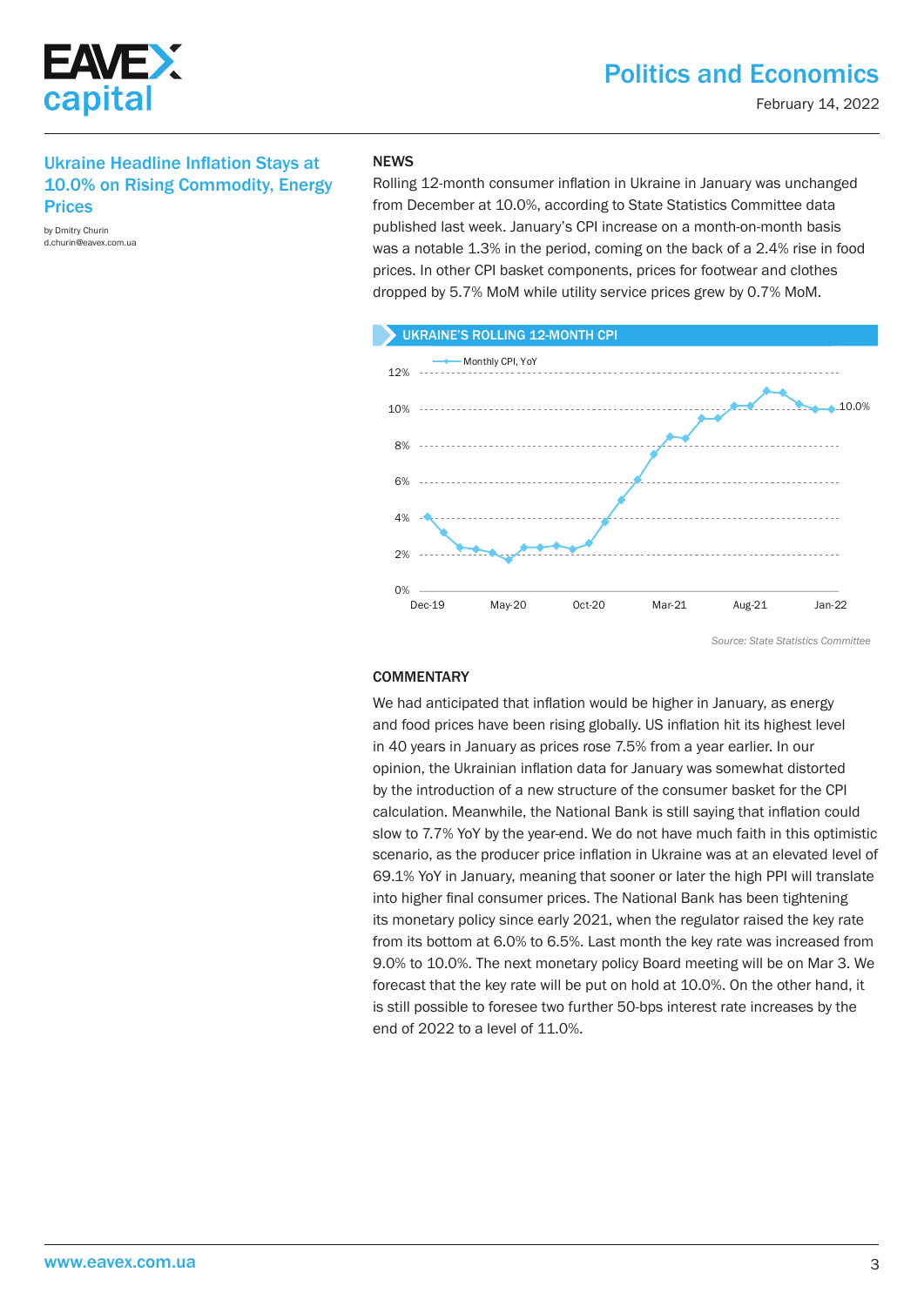## Ukraine Headline Inflation Stays at 10.0% on Rising Commodity, Energy Prices

by Dmitry Churin
d.churin@eavex.com.ua

### NEWS

Rolling 12-month consumer inflation in Ukraine in January was unchanged from December at 10.0%, according to State Statistics Committee data published last week. January's CPI increase on a month-on-month basis was a notable 1.3% in the period, coming on the back of a 2.4% rise in food prices. In other CPI basket components, prices for footwear and clothes dropped by 5.7% MoM while utility service prices grew by 0.7% MoM.

**UKRAINE'S ROLLING 12-MONTH CPI**

*Source: State Statistics Committee*

### COMMENTARY

We had anticipated that inflation would be higher in January, as energy and food prices have been rising globally. US inflation hit its highest level in 40 years in January as prices rose 7.5% from a year earlier. In our opinion, the Ukrainian inflation data for January was somewhat distorted by the introduction of a new structure of the consumer basket for the CPI calculation. Meanwhile, the National Bank is still saying that inflation could slow to 7.7% YoY by the year-end. We do not have much faith in this optimistic scenario, as the producer price inflation in Ukraine was at an elevated level of 69.1% YoY in January, meaning that sooner or later the high PPI will translate into higher final consumer prices. The National Bank has been tightening its monetary policy since early 2021, when the regulator raised the key rate from its bottom at 6.0% to 6.5%. Last month the key rate was increased from 9.0% to 10.0%. The next monetary policy Board meeting will be on Mar 3. We forecast that the key rate will be put on hold at 10.0%. On the other hand, it is still possible to foresee two further 50-bps interest rate increases by the end of 2022 to a level of 11.0%.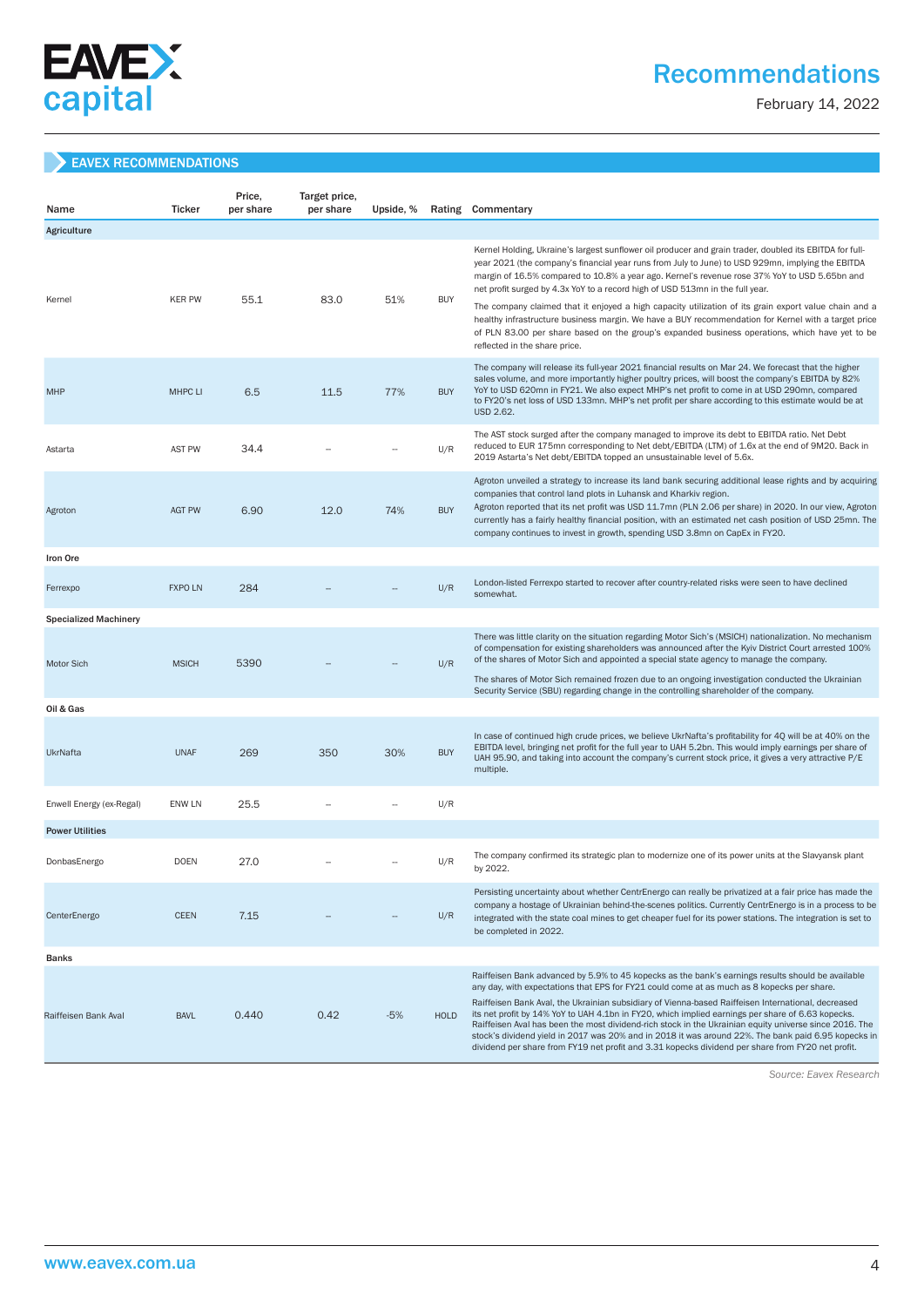# Recommendations

February 14, 2022

## EAVEX RECOMMENDATIONS

| Name | Ticker | Price, per share | Target price, per share | Upside, % | Rating | Commentary |
|---|---|---|---|---|---|---|
| **Agriculture** | | | | | | |
| Kernel | KER PW | 55.1 | 83.0 | 51% | BUY | Kernel Holding, Ukraine's largest sunflower oil producer and grain trader, doubled its EBITDA for full-year 2021 (the company's financial year runs from July to June) to USD 929mn, implying the EBITDA margin of 16.5% compared to 10.8% a year ago. Kernel's revenue rose 37% YoY to USD 5.65bn and net profit surged by 4.3x YoY to a record high of USD 513mn in the full year. The company claimed that it enjoyed a high capacity utilization of its grain export value chain and a healthy infrastructure business margin. We have a BUY recommendation for Kernel with a target price of PLN 83.00 per share based on the group's expanded business operations, which have yet to be reflected in the share price. |
| MHP | MHPC LI | 6.5 | 11.5 | 77% | BUY | The company will release its full-year 2021 financial results on Mar 24. We forecast that the higher sales volume, and more importantly higher poultry prices, will boost the company's EBITDA by 82% YoY to USD 620mn in FY21. We also expect MHP's net profit to come in at USD 290mn, compared to FY20's net loss of USD 133mn. MHP's net profit per share according to this estimate would be at USD 2.62. |
| Astarta | AST PW | 34.4 | -- | -- | U/R | The AST stock surged after the company managed to improve its debt to EBITDA ratio. Net Debt reduced to EUR 175mn corresponding to Net debt/EBITDA (LTM) of 1.6x at the end of 9M20. Back in 2019 Astarta's Net debt/EBITDA topped an unsustainable level of 5.6x. |
| Agroton | AGT PW | 6.90 | 12.0 | 74% | BUY | Agroton unveiled a strategy to increase its land bank securing additional lease rights and by acquiring companies that control land plots in Luhansk and Kharkiv region. Agroton reported that its net profit was USD 11.7mn (PLN 2.06 per share) in 2020. In our view, Agroton currently has a fairly healthy financial position, with an estimated net cash position of USD 25mn. The company continues to invest in growth, spending USD 3.8mn on CapEx in FY20. |
| **Iron Ore** | | | | | | |
| Ferrexpo | FXPO LN | 284 | -- | -- | U/R | London-listed Ferrexpo started to recover after country-related risks were seen to have declined somewhat. |
| **Specialized Machinery** | | | | | | |
| Motor Sich | MSICH | 5390 | -- | -- | U/R | There was little clarity on the situation regarding Motor Sich's (MSICH) nationalization. No mechanism of compensation for existing shareholders was announced after the Kyiv District Court arrested 100% of the shares of Motor Sich and appointed a special state agency to manage the company. The shares of Motor Sich remained frozen due to an ongoing investigation conducted the Ukrainian Security Service (SBU) regarding change in the controlling shareholder of the company. |
| **Oil & Gas** | | | | | | |
| UkrNafta | UNAF | 269 | 350 | 30% | BUY | In case of continued high crude prices, we believe UkrNafta's profitability for 4Q will be at 40% on the EBITDA level, bringing net profit for the full year to UAH 5.2bn. This would imply earnings per share of UAH 95.90, and taking into account the company's current stock price, it gives a very attractive P/E multiple. |
| Enwell Energy (ex-Regal) | ENW LN | 25.5 | -- | -- | U/R | |
| **Power Utilities** | | | | | | |
| DonbasEnergo | DOEN | 27.0 | -- | -- | U/R | The company confirmed its strategic plan to modernize one of its power units at the Slavyansk plant by 2022. |
| CenterEnergo | CEEN | 7.15 | -- | -- | U/R | Persisting uncertainty about whether CentrEnergo can really be privatized at a fair price has made the company a hostage of Ukrainian behind-the-scenes politics. Currently CentrEnergo is in a process to be integrated with the state coal mines to get cheaper fuel for its power stations. The integration is set to be completed in 2022. |
| **Banks** | | | | | | |
| Raiffeisen Bank Aval | BAVL | 0.440 | 0.42 | -5% | HOLD | Raiffeisen Bank advanced by 5.9% to 45 kopecks as the bank's earnings results should be available any day, with expectations that EPS for FY21 could come at as much as 8 kopecks per share. Raiffeisen Bank Aval, the Ukrainian subsidiary of Vienna-based Raiffeisen International, decreased its net profit by 14% YoY to UAH 4.1bn in FY20, which implied earnings per share of 6.63 kopecks. Raiffeisen Aval has been the most dividend-rich stock in the Ukrainian equity universe since 2016. The stock's dividend yield in 2017 was 20% and in 2018 it was around 22%. The bank paid 6.95 kopecks in dividend per share from FY19 net profit and 3.31 kopecks dividend per share from FY20 net profit. |

*Source: Eavex Research*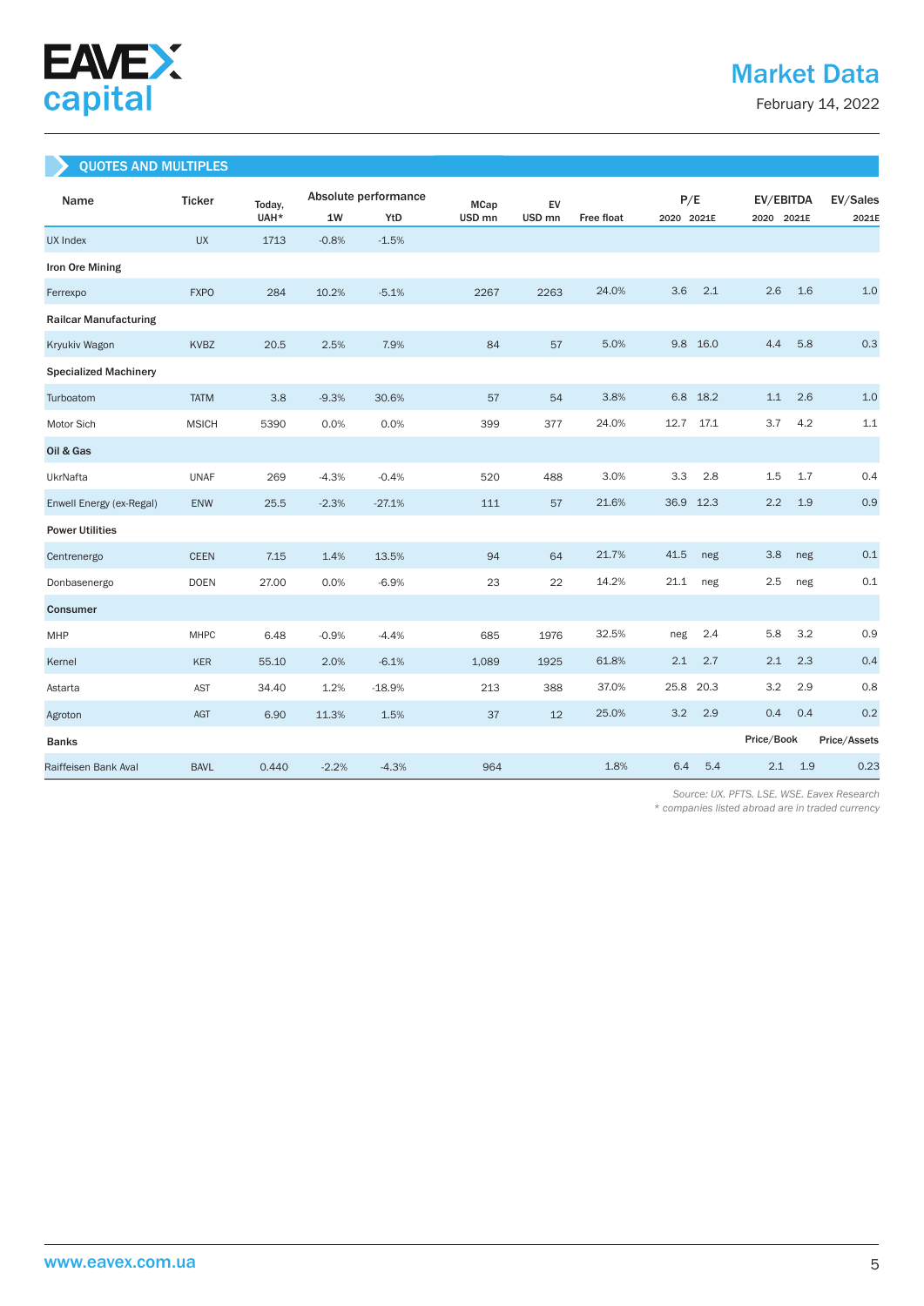# Market Data

February 14, 2022

## QUOTES AND MULTIPLES

| Name | Ticker | Today, UAH* | Absolute performance | | MCap USD mn | EV USD mn | Free float | P/E | | EV/EBITDA | | EV/Sales |
|---|---|---|---|---|---|---|---|---|---|---|---|---|
| | | | 1W | YtD | | | | 2020 | 2021E | 2020 | 2021E | 2021E |
| UX Index | UX | 1713 | -0.8% | -1.5% | | | | | | | | |
| **Iron Ore Mining** | | | | | | | | | | | | |
| Ferrexpo | FXPO | 284 | 10.2% | -5.1% | 2267 | 2263 | 24.0% | 3.6 | 2.1 | 2.6 | 1.6 | 1.0 |
| **Railcar Manufacturing** | | | | | | | | | | | | |
| Kryukiv Wagon | KVBZ | 20.5 | 2.5% | 7.9% | 84 | 57 | 5.0% | 9.8 | 16.0 | 4.4 | 5.8 | 0.3 |
| **Specialized Machinery** | | | | | | | | | | | | |
| Turboatom | TATM | 3.8 | -9.3% | 30.6% | 57 | 54 | 3.8% | 6.8 | 18.2 | 1.1 | 2.6 | 1.0 |
| Motor Sich | MSICH | 5390 | 0.0% | 0.0% | 399 | 377 | 24.0% | 12.7 | 17.1 | 3.7 | 4.2 | 1.1 |
| **Oil & Gas** | | | | | | | | | | | | |
| UkrNafta | UNAF | 269 | -4.3% | -0.4% | 520 | 488 | 3.0% | 3.3 | 2.8 | 1.5 | 1.7 | 0.4 |
| Enwell Energy (ex-Regal) | ENW | 25.5 | -2.3% | -27.1% | 111 | 57 | 21.6% | 36.9 | 12.3 | 2.2 | 1.9 | 0.9 |
| **Power Utilities** | | | | | | | | | | | | |
| Centrenergo | CEEN | 7.15 | 1.4% | 13.5% | 94 | 64 | 21.7% | 41.5 | neg | 3.8 | neg | 0.1 |
| Donbasenergo | DOEN | 27.00 | 0.0% | -6.9% | 23 | 22 | 14.2% | 21.1 | neg | 2.5 | neg | 0.1 |
| **Consumer** | | | | | | | | | | | | |
| MHP | MHPC | 6.48 | -0.9% | -4.4% | 685 | 1976 | 32.5% | neg | 2.4 | 5.8 | 3.2 | 0.9 |
| Kernel | KER | 55.10 | 2.0% | -6.1% | 1,089 | 1925 | 61.8% | 2.1 | 2.7 | 2.1 | 2.3 | 0.4 |
| Astarta | AST | 34.40 | 1.2% | -18.9% | 213 | 388 | 37.0% | 25.8 | 20.3 | 3.2 | 2.9 | 0.8 |
| Agroton | AGT | 6.90 | 11.3% | 1.5% | 37 | 12 | 25.0% | 3.2 | 2.9 | 0.4 | 0.4 | 0.2 |
| **Banks** | | | | | | | | | | Price/Book | | Price/Assets |
| Raiffeisen Bank Aval | BAVL | 0.440 | -2.2% | -4.3% | 964 | | 1.8% | 6.4 | 5.4 | 2.1 | 1.9 | 0.23 |

*Source: UX. PFTS. LSE. WSE. Eavex Research*

*\* companies listed abroad are in traded currency*

www.eavex.com.ua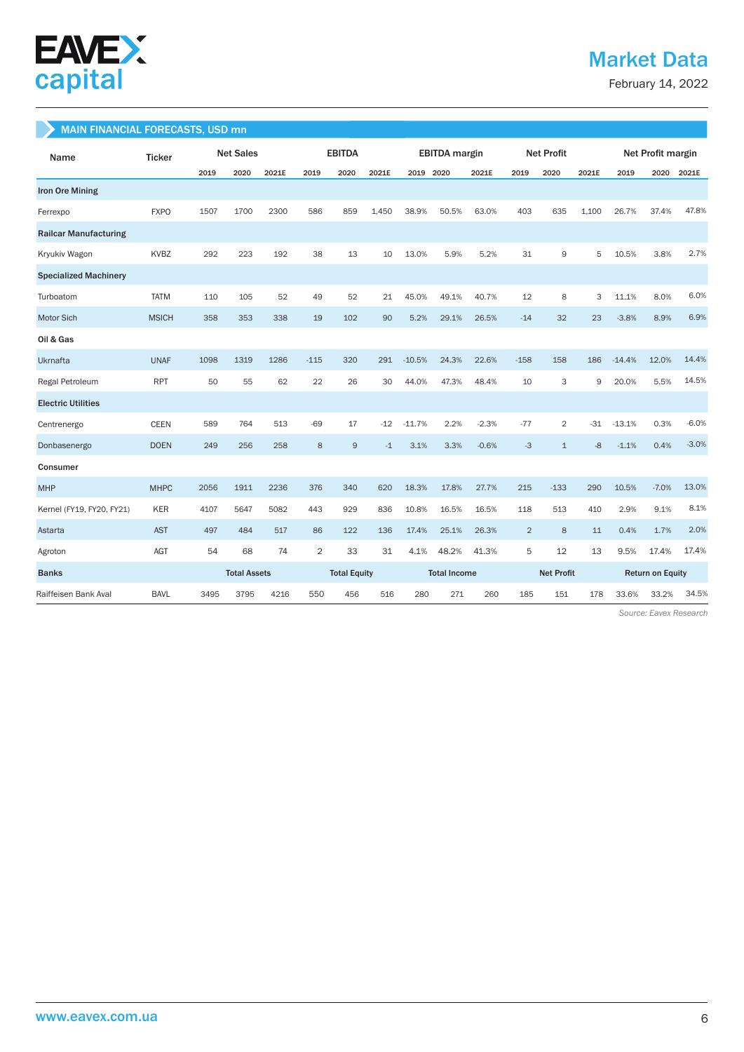## MAIN FINANCIAL FORECASTS, USD mn

| Name | Ticker | Net Sales | | | EBITDA | | | EBITDA margin | | | Net Profit | | | Net Profit margin | | |
|---|---|---|---|---|---|---|---|---|---|---|---|---|---|---|---|---|
| | | 2019 | 2020 | 2021E | 2019 | 2020 | 2021E | 2019 | 2020 | 2021E | 2019 | 2020 | 2021E | 2019 | 2020 | 2021E |
| **Iron Ore Mining** | | | | | | | | | | | | | | | | |
| Ferrexpo | FXPO | 1507 | 1700 | 2300 | 586 | 859 | 1,450 | 38.9% | 50.5% | 63.0% | 403 | 635 | 1,100 | 26.7% | 37.4% | 47.8% |
| **Railcar Manufacturing** | | | | | | | | | | | | | | | | |
| Kryukiv Wagon | KVBZ | 292 | 223 | 192 | 38 | 13 | 10 | 13.0% | 5.9% | 5.2% | 31 | 9 | 5 | 10.5% | 3.8% | 2.7% |
| **Specialized Machinery** | | | | | | | | | | | | | | | | |
| Turboatom | TATM | 110 | 105 | 52 | 49 | 52 | 21 | 45.0% | 49.1% | 40.7% | 12 | 8 | 3 | 11.1% | 8.0% | 6.0% |
| Motor Sich | MSICH | 358 | 353 | 338 | 19 | 102 | 90 | 5.2% | 29.1% | 26.5% | -14 | 32 | 23 | -3.8% | 8.9% | 6.9% |
| **Oil & Gas** | | | | | | | | | | | | | | | | |
| Ukrnafta | UNAF | 1098 | 1319 | 1286 | -115 | 320 | 291 | -10.5% | 24.3% | 22.6% | -158 | 158 | 186 | -14.4% | 12.0% | 14.4% |
| Regal Petroleum | RPT | 50 | 55 | 62 | 22 | 26 | 30 | 44.0% | 47.3% | 48.4% | 10 | 3 | 9 | 20.0% | 5.5% | 14.5% |
| **Electric Utilities** | | | | | | | | | | | | | | | | |
| Centrenergo | CEEN | 589 | 764 | 513 | -69 | 17 | -12 | -11.7% | 2.2% | -2.3% | -77 | 2 | -31 | -13.1% | 0.3% | -6.0% |
| Donbasenergo | DOEN | 249 | 256 | 258 | 8 | 9 | -1 | 3.1% | 3.3% | -0.6% | -3 | 1 | -8 | -1.1% | 0.4% | -3.0% |
| **Consumer** | | | | | | | | | | | | | | | | |
| MHP | MHPC | 2056 | 1911 | 2236 | 376 | 340 | 620 | 18.3% | 17.8% | 27.7% | 215 | -133 | 290 | 10.5% | -7.0% | 13.0% |
| Kernel (FY19, FY20, FY21) | KER | 4107 | 5647 | 5082 | 443 | 929 | 836 | 10.8% | 16.5% | 16.5% | 118 | 513 | 410 | 2.9% | 9.1% | 8.1% |
| Astarta | AST | 497 | 484 | 517 | 86 | 122 | 136 | 17.4% | 25.1% | 26.3% | 2 | 8 | 11 | 0.4% | 1.7% | 2.0% |
| Agroton | AGT | 54 | 68 | 74 | 2 | 33 | 31 | 4.1% | 48.2% | 41.3% | 5 | 12 | 13 | 9.5% | 17.4% | 17.4% |
| **Banks** | | **Total Assets** | | | **Total Equity** | | | **Total Income** | | | **Net Profit** | | | **Return on Equity** | | |
| Raiffeisen Bank Aval | BAVL | 3495 | 3795 | 4216 | 550 | 456 | 516 | 280 | 271 | 260 | 185 | 151 | 178 | 33.6% | 33.2% | 34.5% |

*Source: Eavex Research*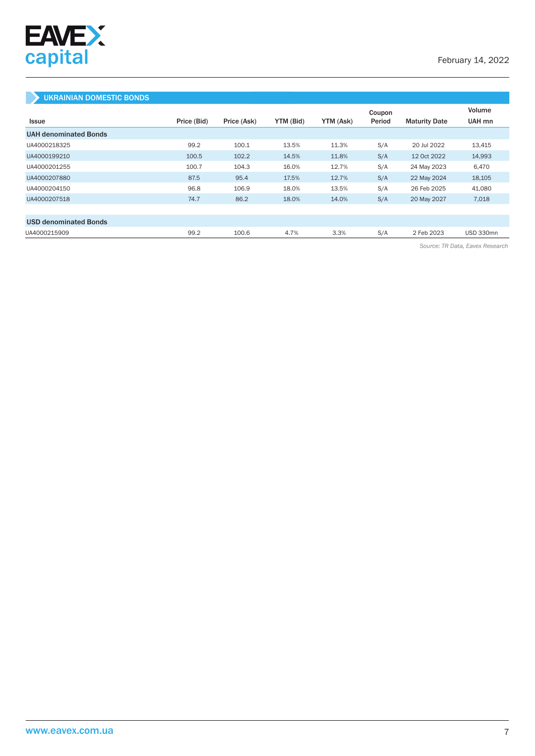## UKRAINIAN DOMESTIC BONDS

| Issue | Price (Bid) | Price (Ask) | YTM (Bid) | YTM (Ask) | Coupon Period | Maturity Date | Volume UAH mn |
|---|---|---|---|---|---|---|---|
| **UAH denominated Bonds** | | | | | | | |
| UA4000218325 | 99.2 | 100.1 | 13.5% | 11.3% | S/A | 20 Jul 2022 | 13,415 |
| UA4000199210 | 100.5 | 102.2 | 14.5% | 11.8% | S/A | 12 Oct 2022 | 14,993 |
| UA4000201255 | 100.7 | 104.3 | 16.0% | 12.7% | S/A | 24 May 2023 | 6,470 |
| UA4000207880 | 87.5 | 95.4 | 17.5% | 12.7% | S/A | 22 May 2024 | 18,105 |
| UA4000204150 | 96.8 | 106.9 | 18.0% | 13.5% | S/A | 26 Feb 2025 | 41,080 |
| UA4000207518 | 74.7 | 86.2 | 18.0% | 14.0% | S/A | 20 May 2027 | 7,018 |
| | | | | | | | |
| **USD denominated Bonds** | | | | | | | |
| UA4000215909 | 99.2 | 100.6 | 4.7% | 3.3% | S/A | 2 Feb 2023 | USD 330mn |

*Source: TR Data, Eavex Research*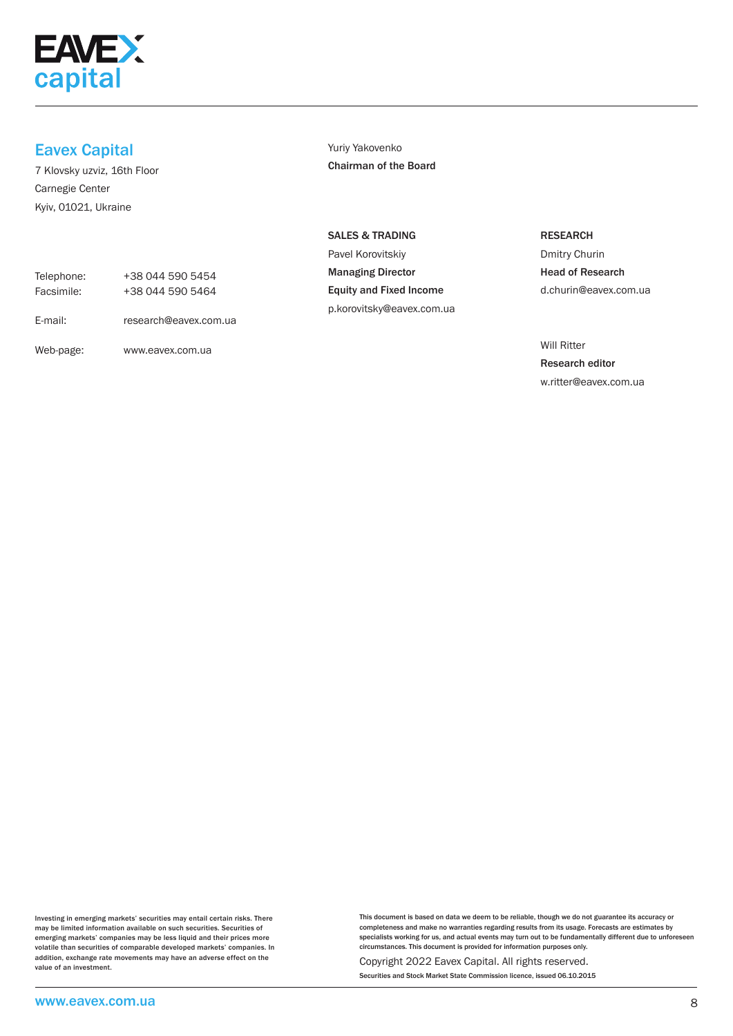EAVEX capital

## Eavex Capital

7 Klovsky uzviz, 16th Floor
Carnegie Center
Kyiv, 01021, Ukraine

| | |
|---|---|
| Telephone: | +38 044 590 5454 |
| Facsimile: | +38 044 590 5464 |
| E-mail: | research@eavex.com.ua |
| Web-page: | www.eavex.com.ua |

Yuriy Yakovenko
**Chairman of the Board**

**SALES & TRADING**

Pavel Korovitskiy
**Managing Director**
**Equity and Fixed Income**
p.korovitsky@eavex.com.ua

**RESEARCH**

Dmitry Churin
**Head of Research**
d.churin@eavex.com.ua

Will Ritter
**Research editor**
w.ritter@eavex.com.ua

Investing in emerging markets' securities may entail certain risks. There may be limited information available on such securities. Securities of emerging markets' companies may be less liquid and their prices more volatile than securities of comparable developed markets' companies. In addition, exchange rate movements may have an adverse effect on the value of an investment.

This document is based on data we deem to be reliable, though we do not guarantee its accuracy or completeness and make no warranties regarding results from its usage. Forecasts are estimates by specialists working for us, and actual events may turn out to be fundamentally different due to unforeseen circumstances. This document is provided for information purposes only.

Copyright 2022 Eavex Capital. All rights reserved.

Securities and Stock Market State Commission licence, issued 06.10.2015